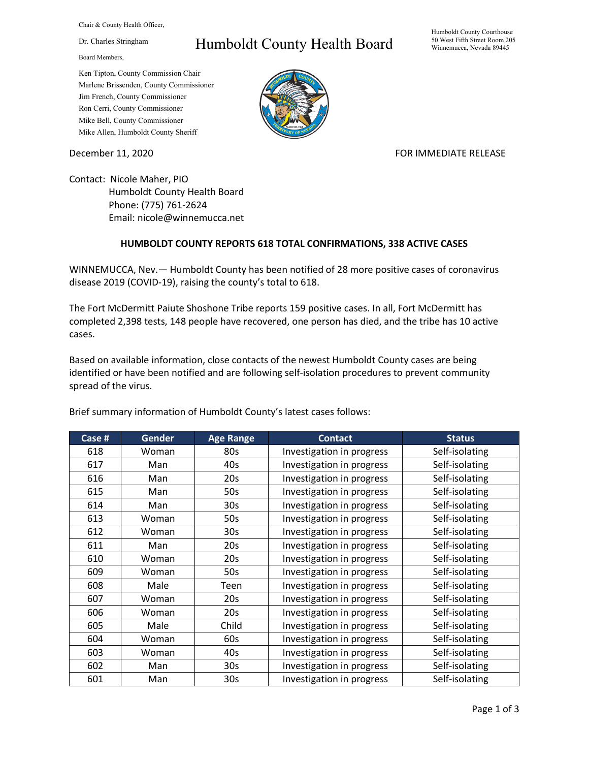Chair & County Health Officer,

Dr. Charles Stringham

# Humboldt County Health Board

Board Members,

Ken Tipton, County Commission Chair
Marlene Brissenden, County Commissioner
Jim French, County Commissioner
Ron Cerri, County Commissioner
Mike Bell, County Commissioner
Mike Allen, Humboldt County Sheriff

Humboldt County Courthouse
50 West Fifth Street Room 205
Winnemucca, Nevada 89445

December 11, 2020

FOR IMMEDIATE RELEASE

Contact: Nicole Maher, PIO
Humboldt County Health Board
Phone: (775) 761-2624
Email: nicole@winnemucca.net

**HUMBOLDT COUNTY REPORTS 618 TOTAL CONFIRMATIONS, 338 ACTIVE CASES**

WINNEMUCCA, Nev.— Humboldt County has been notified of 28 more positive cases of coronavirus disease 2019 (COVID-19), raising the county's total to 618.

The Fort McDermitt Paiute Shoshone Tribe reports 159 positive cases. In all, Fort McDermitt has completed 2,398 tests, 148 people have recovered, one person has died, and the tribe has 10 active cases.

Based on available information, close contacts of the newest Humboldt County cases are being identified or have been notified and are following self-isolation procedures to prevent community spread of the virus.

Brief summary information of Humboldt County's latest cases follows:

| Case # | Gender | Age Range | Contact | Status |
|---|---|---|---|---|
| 618 | Woman | 80s | Investigation in progress | Self-isolating |
| 617 | Man | 40s | Investigation in progress | Self-isolating |
| 616 | Man | 20s | Investigation in progress | Self-isolating |
| 615 | Man | 50s | Investigation in progress | Self-isolating |
| 614 | Man | 30s | Investigation in progress | Self-isolating |
| 613 | Woman | 50s | Investigation in progress | Self-isolating |
| 612 | Woman | 30s | Investigation in progress | Self-isolating |
| 611 | Man | 20s | Investigation in progress | Self-isolating |
| 610 | Woman | 20s | Investigation in progress | Self-isolating |
| 609 | Woman | 50s | Investigation in progress | Self-isolating |
| 608 | Male | Teen | Investigation in progress | Self-isolating |
| 607 | Woman | 20s | Investigation in progress | Self-isolating |
| 606 | Woman | 20s | Investigation in progress | Self-isolating |
| 605 | Male | Child | Investigation in progress | Self-isolating |
| 604 | Woman | 60s | Investigation in progress | Self-isolating |
| 603 | Woman | 40s | Investigation in progress | Self-isolating |
| 602 | Man | 30s | Investigation in progress | Self-isolating |
| 601 | Man | 30s | Investigation in progress | Self-isolating |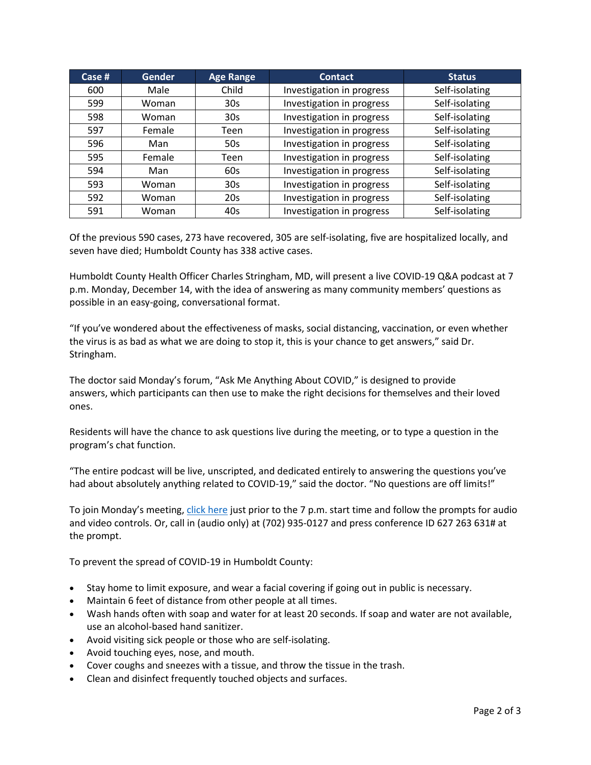| Case # | Gender | Age Range | Contact | Status |
|---|---|---|---|---|
| 600 | Male | Child | Investigation in progress | Self-isolating |
| 599 | Woman | 30s | Investigation in progress | Self-isolating |
| 598 | Woman | 30s | Investigation in progress | Self-isolating |
| 597 | Female | Teen | Investigation in progress | Self-isolating |
| 596 | Man | 50s | Investigation in progress | Self-isolating |
| 595 | Female | Teen | Investigation in progress | Self-isolating |
| 594 | Man | 60s | Investigation in progress | Self-isolating |
| 593 | Woman | 30s | Investigation in progress | Self-isolating |
| 592 | Woman | 20s | Investigation in progress | Self-isolating |
| 591 | Woman | 40s | Investigation in progress | Self-isolating |

Of the previous 590 cases, 273 have recovered, 305 are self-isolating, five are hospitalized locally, and seven have died; Humboldt County has 338 active cases.

Humboldt County Health Officer Charles Stringham, MD, will present a live COVID-19 Q&A podcast at 7 p.m. Monday, December 14, with the idea of answering as many community members' questions as possible in an easy-going, conversational format.

"If you've wondered about the effectiveness of masks, social distancing, vaccination, or even whether the virus is as bad as what we are doing to stop it, this is your chance to get answers," said Dr. Stringham.

The doctor said Monday's forum, "Ask Me Anything About COVID," is designed to provide answers, which participants can then use to make the right decisions for themselves and their loved ones.

Residents will have the chance to ask questions live during the meeting, or to type a question in the program's chat function.

"The entire podcast will be live, unscripted, and dedicated entirely to answering the questions you've had about absolutely anything related to COVID-19," said the doctor. "No questions are off limits!"

To join Monday's meeting, click here just prior to the 7 p.m. start time and follow the prompts for audio and video controls. Or, call in (audio only) at (702) 935-0127 and press conference ID 627 263 631# at the prompt.

To prevent the spread of COVID-19 in Humboldt County:

- Stay home to limit exposure, and wear a facial covering if going out in public is necessary.
- Maintain 6 feet of distance from other people at all times.
- Wash hands often with soap and water for at least 20 seconds. If soap and water are not available, use an alcohol-based hand sanitizer.
- Avoid visiting sick people or those who are self-isolating.
- Avoid touching eyes, nose, and mouth.
- Cover coughs and sneezes with a tissue, and throw the tissue in the trash.
- Clean and disinfect frequently touched objects and surfaces.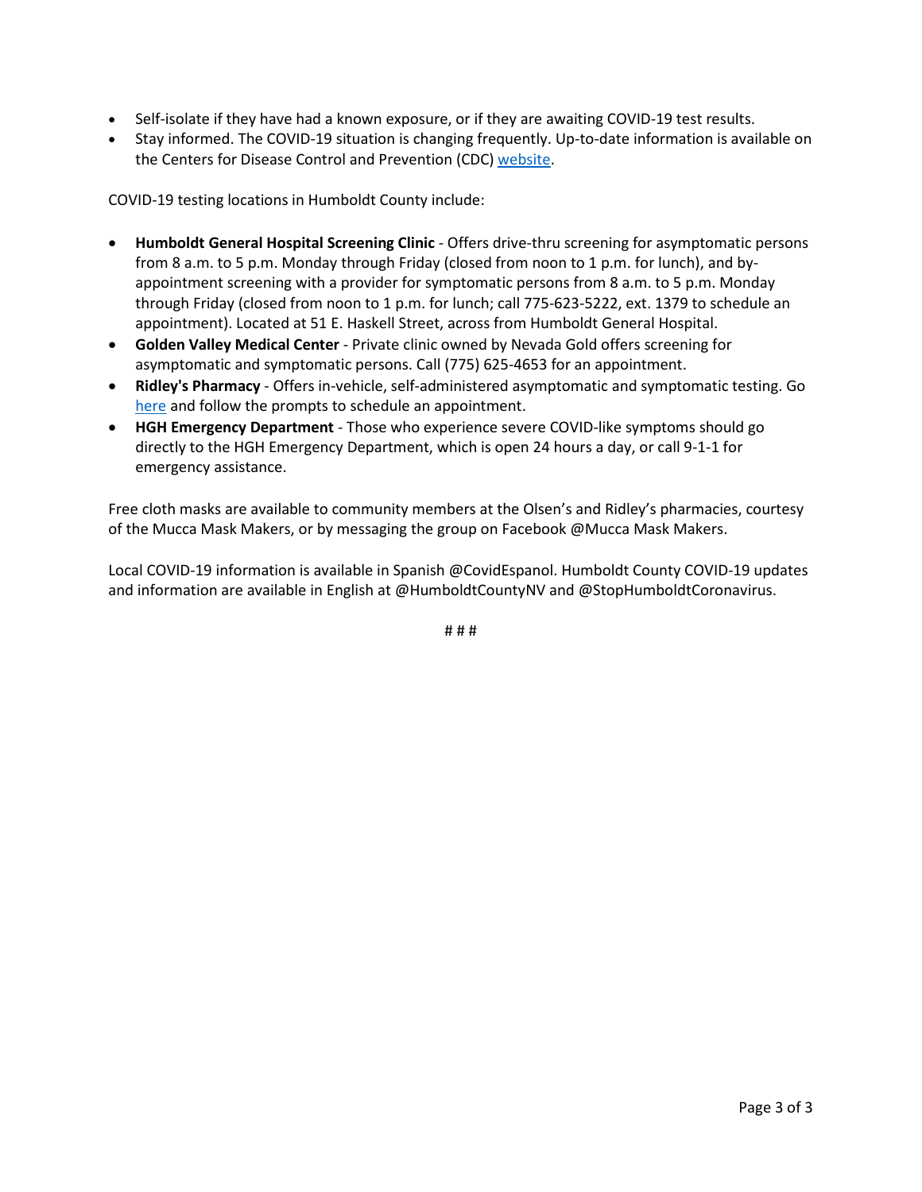- Self-isolate if they have had a known exposure, or if they are awaiting COVID-19 test results.
- Stay informed. The COVID-19 situation is changing frequently. Up-to-date information is available on the Centers for Disease Control and Prevention (CDC) website.

COVID-19 testing locations in Humboldt County include:

- **Humboldt General Hospital Screening Clinic** - Offers drive-thru screening for asymptomatic persons from 8 a.m. to 5 p.m. Monday through Friday (closed from noon to 1 p.m. for lunch), and by-appointment screening with a provider for symptomatic persons from 8 a.m. to 5 p.m. Monday through Friday (closed from noon to 1 p.m. for lunch; call 775-623-5222, ext. 1379 to schedule an appointment). Located at 51 E. Haskell Street, across from Humboldt General Hospital.
- **Golden Valley Medical Center** - Private clinic owned by Nevada Gold offers screening for asymptomatic and symptomatic persons. Call (775) 625-4653 for an appointment.
- **Ridley's Pharmacy** - Offers in-vehicle, self-administered asymptomatic and symptomatic testing. Go here and follow the prompts to schedule an appointment.
- **HGH Emergency Department** - Those who experience severe COVID-like symptoms should go directly to the HGH Emergency Department, which is open 24 hours a day, or call 9-1-1 for emergency assistance.

Free cloth masks are available to community members at the Olsen's and Ridley's pharmacies, courtesy of the Mucca Mask Makers, or by messaging the group on Facebook @Mucca Mask Makers.

Local COVID-19 information is available in Spanish @CovidEspanol. Humboldt County COVID-19 updates and information are available in English at @HumboldtCountyNV and @StopHumboldtCoronavirus.

# # #